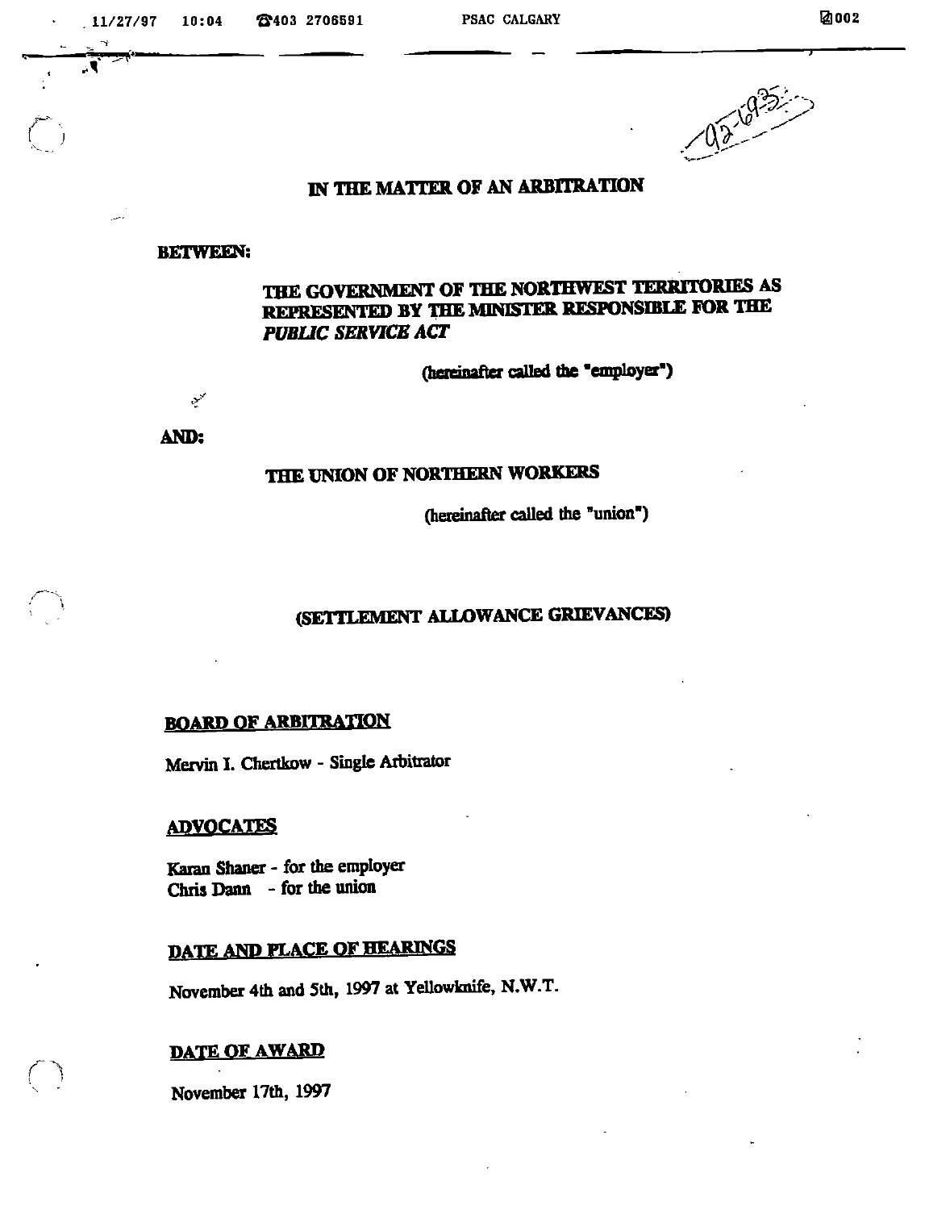# IN THE MATTER OF AN ARBITRATION

**BETWEEN:**

**THE GOVERNMENT OF THE NORTHWEST TERRITORIES AS REPRESENTED BY THE MINISTER RESPONSIBLE FOR THE *PUBLIC SERVICE ACT***

(hereinafter called the "employer")

**AND:**

**THE UNION OF NORTHERN WORKERS**

(hereinafter called the "union")

## (SETTLEMENT ALLOWANCE GRIEVANCES)

### BOARD OF ARBITRATION

Mervin I. Chertkow - Single Arbitrator

### ADVOCATES

Karan Shaner - for the employer
Chris Dann - for the union

### DATE AND PLACE OF HEARINGS

November 4th and 5th, 1997 at Yellowknife, N.W.T.

### DATE OF AWARD

November 17th, 1997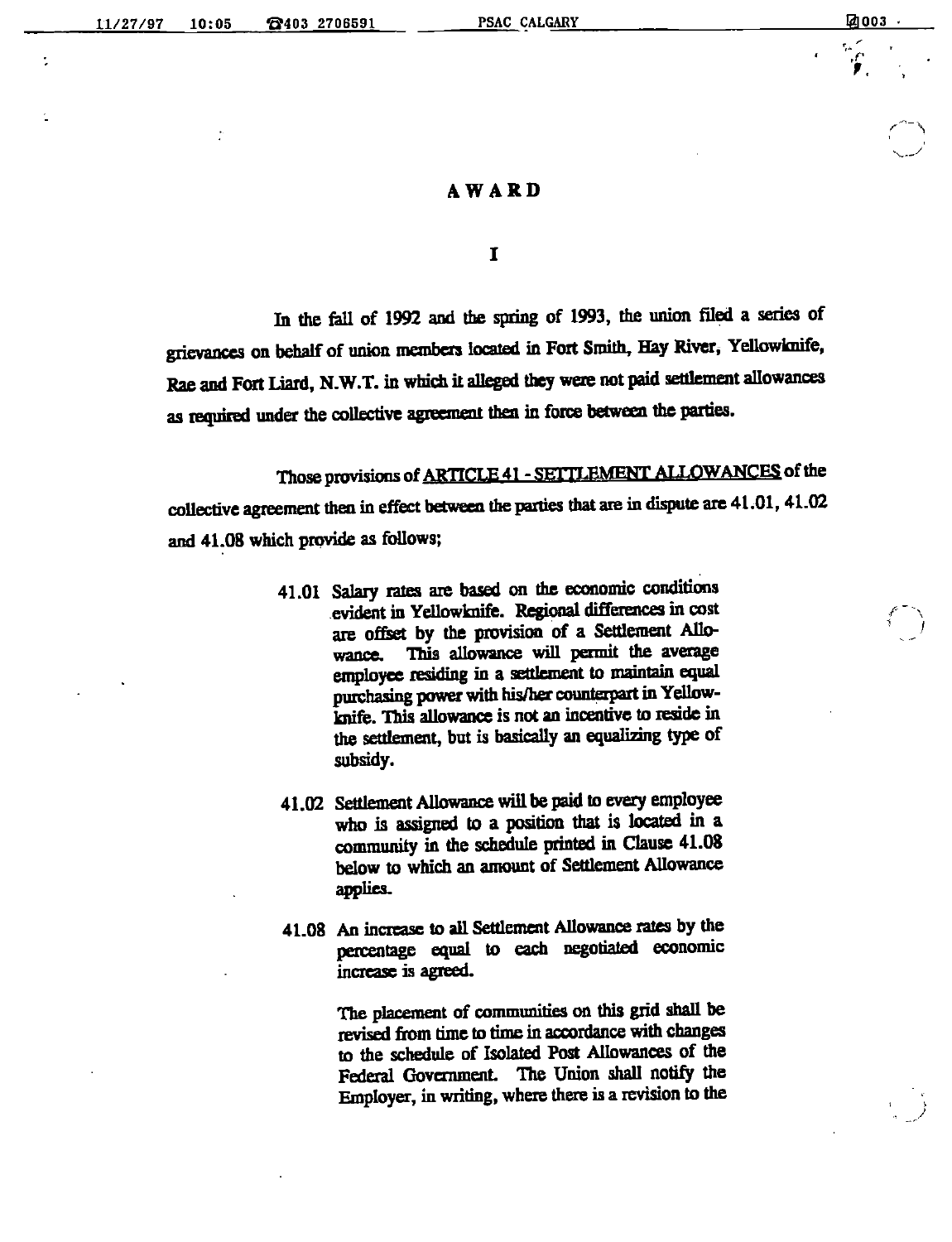# AWARD

## I

In the fall of 1992 and the spring of 1993, the union filed a series of grievances on behalf of union members located in Fort Smith, Hay River, Yellowknife, Rae and Fort Liard, N.W.T. in which it alleged they were not paid settlement allowances as required under the collective agreement then in force between the parties.

Those provisions of ARTICLE 41 - SETTLEMENT ALLOWANCES of the collective agreement then in effect between the parties that are in dispute are 41.01, 41.02 and 41.08 which provide as follows;

> 41.01 Salary rates are based on the economic conditions evident in Yellowknife. Regional differences in cost are offset by the provision of a Settlement Allowance. This allowance will permit the average employee residing in a settlement to maintain equal purchasing power with his/her counterpart in Yellowknife. This allowance is not an incentive to reside in the settlement, but is basically an equalizing type of subsidy.
>
> 41.02 Settlement Allowance will be paid to every employee who is assigned to a position that is located in a community in the schedule printed in Clause 41.08 below to which an amount of Settlement Allowance applies.
>
> 41.08 An increase to all Settlement Allowance rates by the percentage equal to each negotiated economic increase is agreed.
>
> The placement of communities on this grid shall be revised from time to time in accordance with changes to the schedule of Isolated Post Allowances of the Federal Government. The Union shall notify the Employer, in writing, where there is a revision to the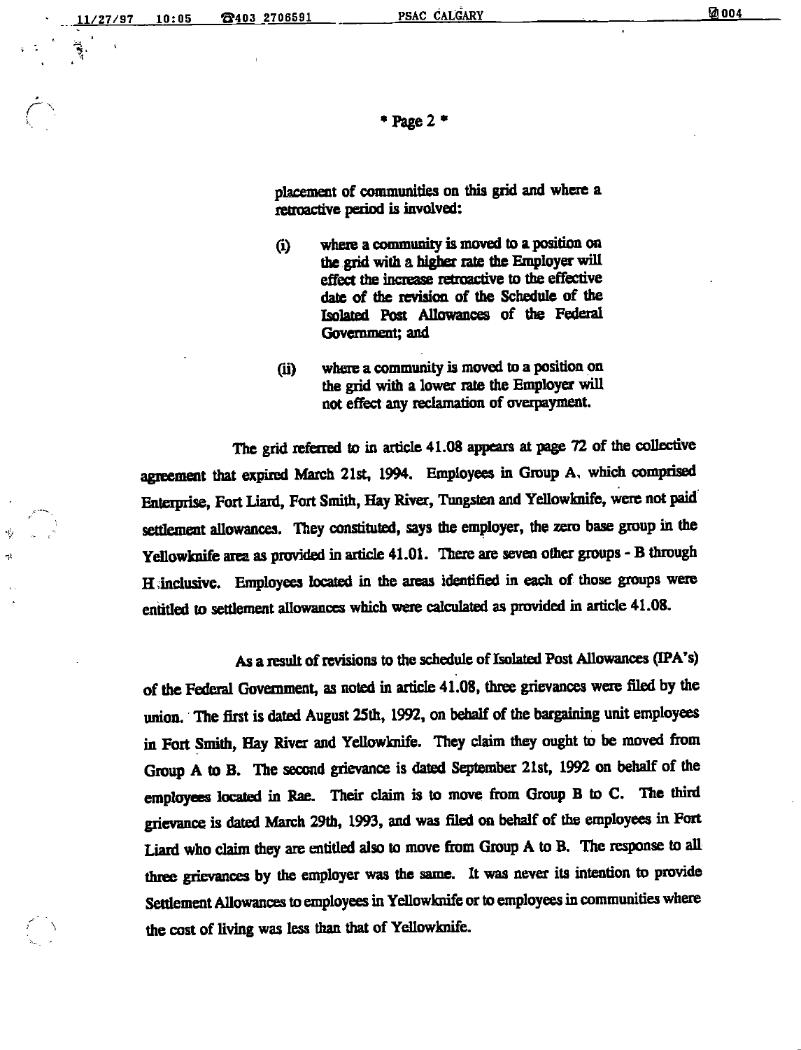placement of communities on this grid and where a retroactive period is involved:

(i) where a community is moved to a position on the grid with a higher rate the Employer will effect the increase retroactive to the effective date of the revision of the Schedule of the Isolated Post Allowances of the Federal Government; and

(ii) where a community is moved to a position on the grid with a lower rate the Employer will not effect any reclamation of overpayment.

The grid referred to in article 41.08 appears at page 72 of the collective agreement that expired March 21st, 1994. Employees in Group A, which comprised Enterprise, Fort Liard, Fort Smith, Hay River, Tungsten and Yellowknife, were not paid settlement allowances. They constituted, says the employer, the zero base group in the Yellowknife area as provided in article 41.01. There are seven other groups - B through H inclusive. Employees located in the areas identified in each of those groups were entitled to settlement allowances which were calculated as provided in article 41.08.

As a result of revisions to the schedule of Isolated Post Allowances (IPA's) of the Federal Government, as noted in article 41.08, three grievances were filed by the union. The first is dated August 25th, 1992, on behalf of the bargaining unit employees in Fort Smith, Hay River and Yellowknife. They claim they ought to be moved from Group A to B. The second grievance is dated September 21st, 1992 on behalf of the employees located in Rae. Their claim is to move from Group B to C. The third grievance is dated March 29th, 1993, and was filed on behalf of the employees in Fort Liard who claim they are entitled also to move from Group A to B. The response to all three grievances by the employer was the same. It was never its intention to provide Settlement Allowances to employees in Yellowknife or to employees in communities where the cost of living was less than that of Yellowknife.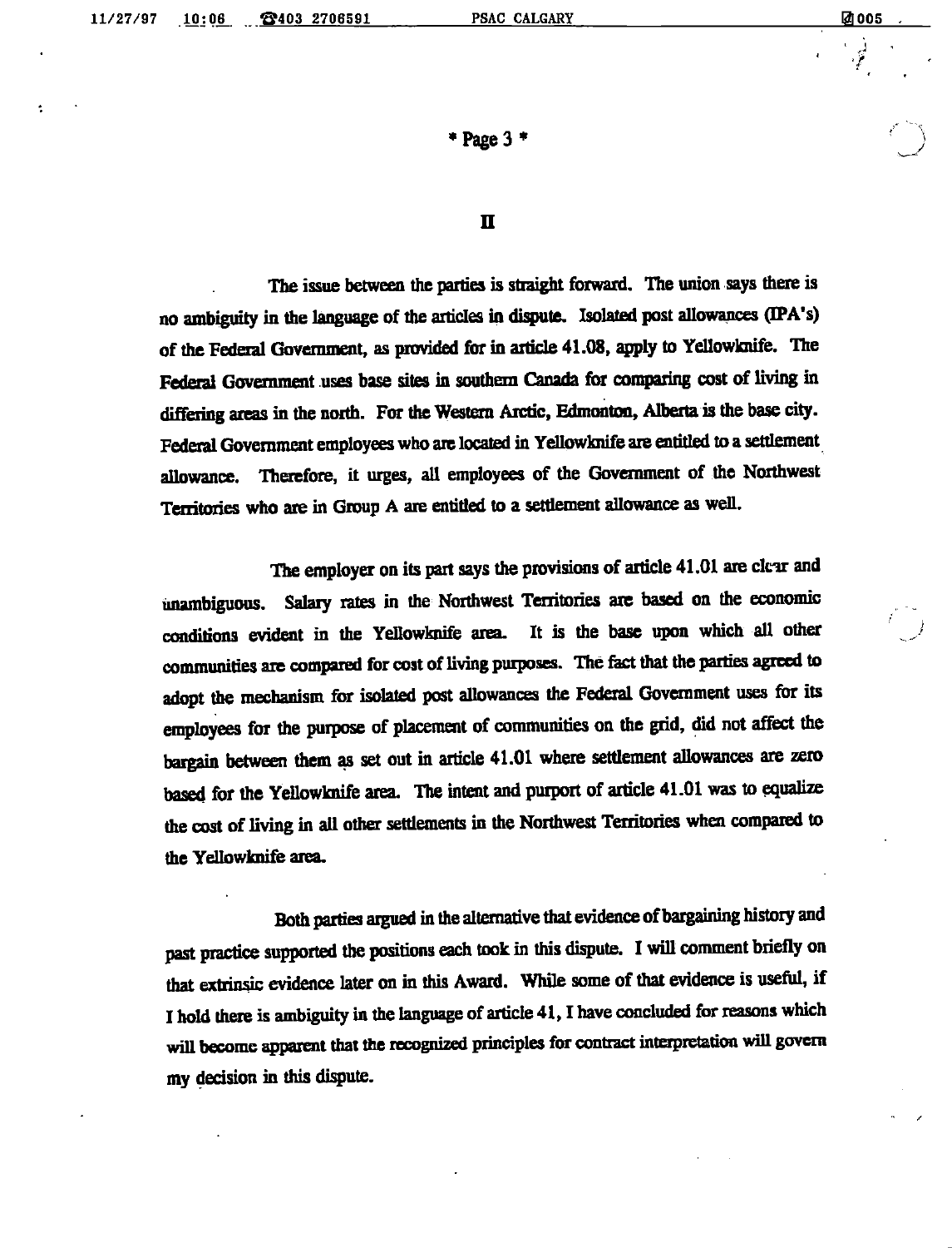## II

The issue between the parties is straight forward. The union says there is no ambiguity in the language of the articles in dispute. Isolated post allowances (IPA's) of the Federal Government, as provided for in article 41.08, apply to Yellowknife. The Federal Government uses base sites in southern Canada for comparing cost of living in differing areas in the north. For the Western Arctic, Edmonton, Alberta is the base city. Federal Government employees who are located in Yellowknife are entitled to a settlement allowance. Therefore, it urges, all employees of the Government of the Northwest Territories who are in Group A are entitled to a settlement allowance as well.

The employer on its part says the provisions of article 41.01 are clear and unambiguous. Salary rates in the Northwest Territories are based on the economic conditions evident in the Yellowknife area. It is the base upon which all other communities are compared for cost of living purposes. The fact that the parties agreed to adopt the mechanism for isolated post allowances the Federal Government uses for its employees for the purpose of placement of communities on the grid, did not affect the bargain between them as set out in article 41.01 where settlement allowances are zero based for the Yellowknife area. The intent and purport of article 41.01 was to equalize the cost of living in all other settlements in the Northwest Territories when compared to the Yellowknife area.

Both parties argued in the alternative that evidence of bargaining history and past practice supported the positions each took in this dispute. I will comment briefly on that extrinsic evidence later on in this Award. While some of that evidence is useful, if I hold there is ambiguity in the language of article 41, I have concluded for reasons which will become apparent that the recognized principles for contract interpretation will govern my decision in this dispute.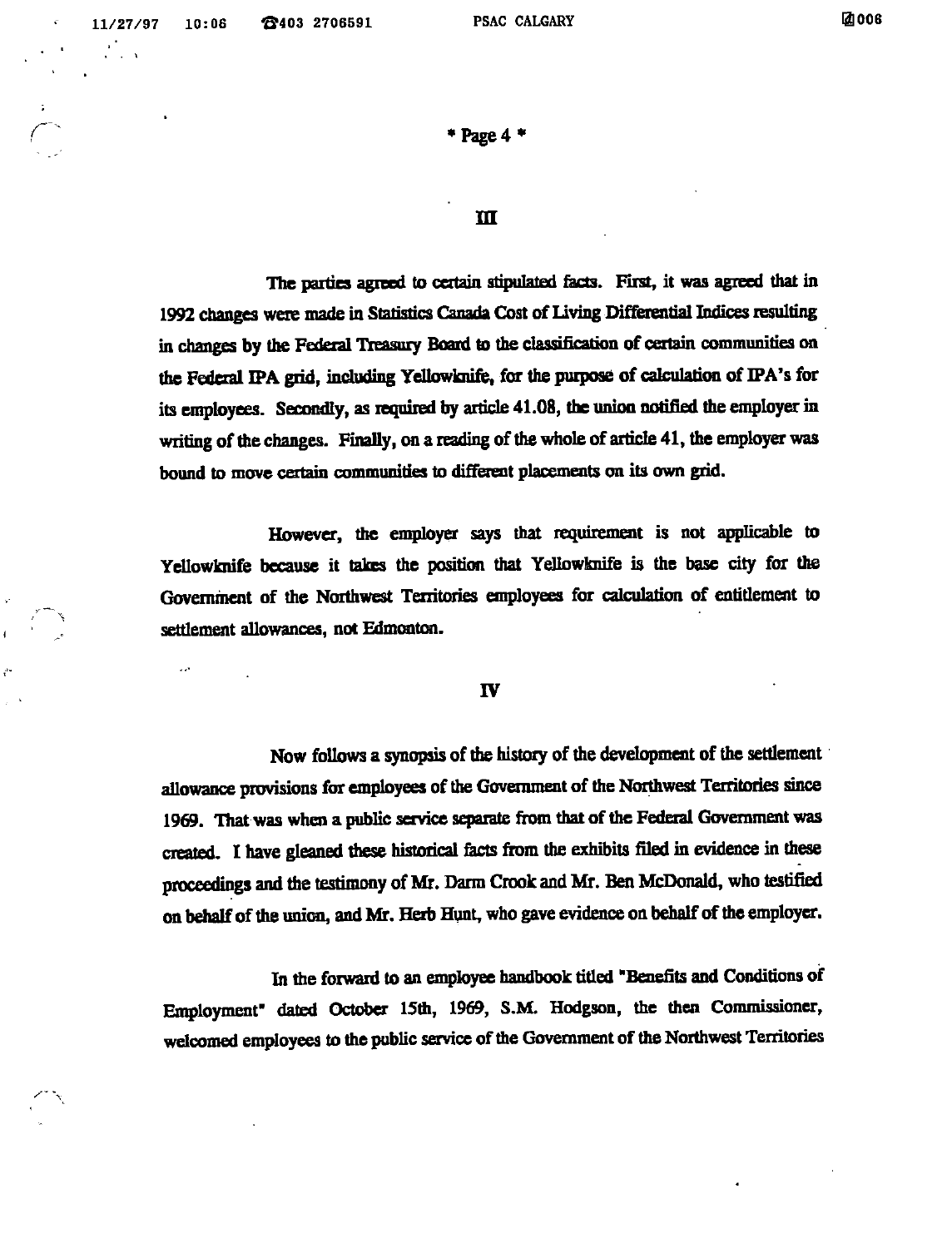## III

The parties agreed to certain stipulated facts. First, it was agreed that in 1992 changes were made in Statistics Canada Cost of Living Differential Indices resulting in changes by the Federal Treasury Board to the classification of certain communities on the Federal IPA grid, including Yellowknife, for the purpose of calculation of IPA's for its employees. Secondly, as required by article 41.08, the union notified the employer in writing of the changes. Finally, on a reading of the whole of article 41, the employer was bound to move certain communities to different placements on its own grid.

However, the employer says that requirement is not applicable to Yellowknife because it takes the position that Yellowknife is the base city for the Government of the Northwest Territories employees for calculation of entitlement to settlement allowances, not Edmonton.

## IV

Now follows a synopsis of the history of the development of the settlement allowance provisions for employees of the Government of the Northwest Territories since 1969. That was when a public service separate from that of the Federal Government was created. I have gleaned these historical facts from the exhibits filed in evidence in these proceedings and the testimony of Mr. Darm Crook and Mr. Ben McDonald, who testified on behalf of the union, and Mr. Herb Hunt, who gave evidence on behalf of the employer.

In the forward to an employee handbook titled "Benefits and Conditions of Employment" dated October 15th, 1969, S.M. Hodgson, the then Commissioner, welcomed employees to the public service of the Government of the Northwest Territories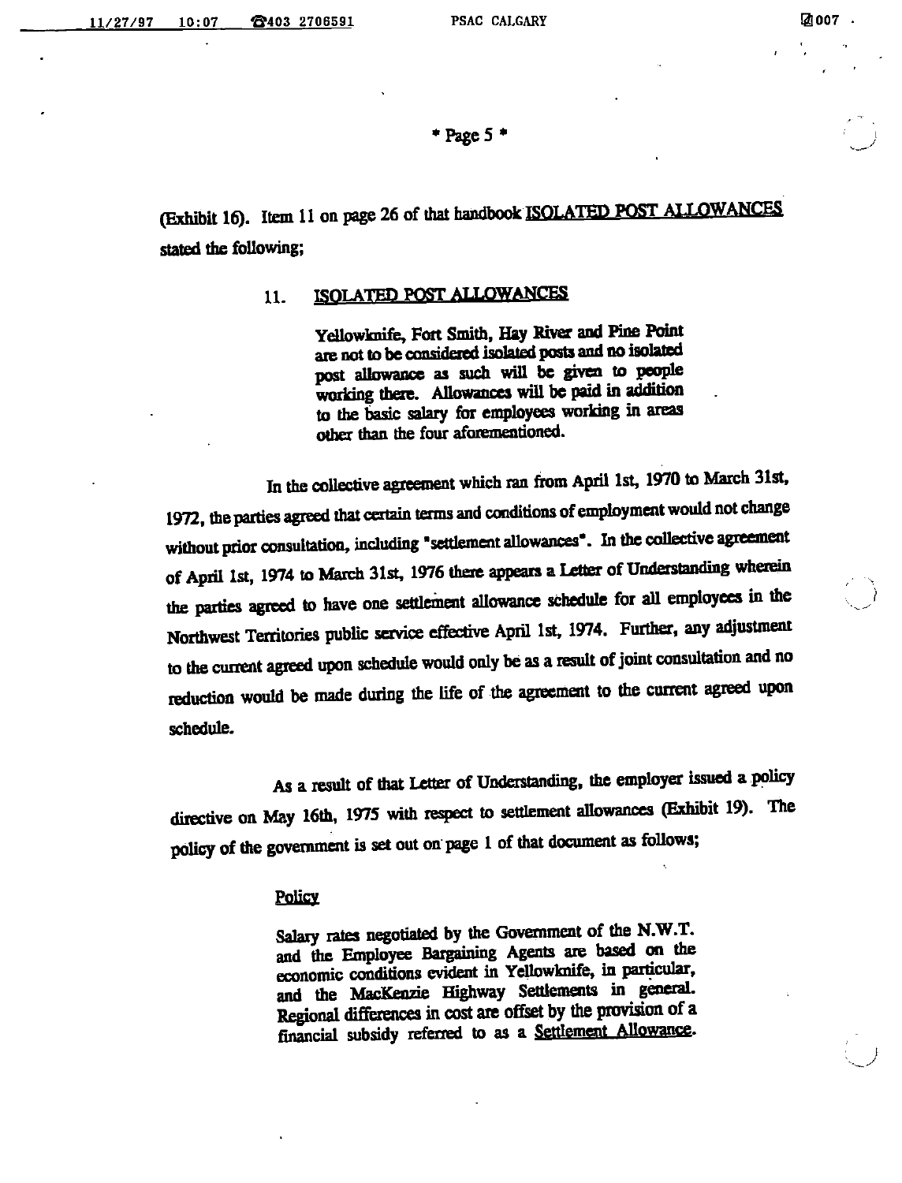(Exhibit 16). Item 11 on page 26 of that handbook <u>ISOLATED POST ALLOWANCES</u> stated the following;

> 11. <u>ISOLATED POST ALLOWANCES</u>
>
> Yellowknife, Fort Smith, Hay River and Pine Point are not to be considered isolated posts and no isolated post allowance as such will be given to people working there. Allowances will be paid in addition to the basic salary for employees working in areas other than the four aforementioned.

In the collective agreement which ran from April 1st, 1970 to March 31st, 1972, the parties agreed that certain terms and conditions of employment would not change without prior consultation, including "settlement allowances". In the collective agreement of April 1st, 1974 to March 31st, 1976 there appears a Letter of Understanding wherein the parties agreed to have one settlement allowance schedule for all employees in the Northwest Territories public service effective April 1st, 1974. Further, any adjustment to the current agreed upon schedule would only be as a result of joint consultation and no reduction would be made during the life of the agreement to the current agreed upon schedule.

As a result of that Letter of Understanding, the employer issued a policy directive on May 16th, 1975 with respect to settlement allowances (Exhibit 19). The policy of the government is set out on page 1 of that document as follows;

> <u>Policy</u>
>
> Salary rates negotiated by the Government of the N.W.T. and the Employee Bargaining Agents are based on the economic conditions evident in Yellowknife, in particular, and the MacKenzie Highway Settlements in general. Regional differences in cost are offset by the provision of a financial subsidy referred to as a <u>Settlement Allowance</u>.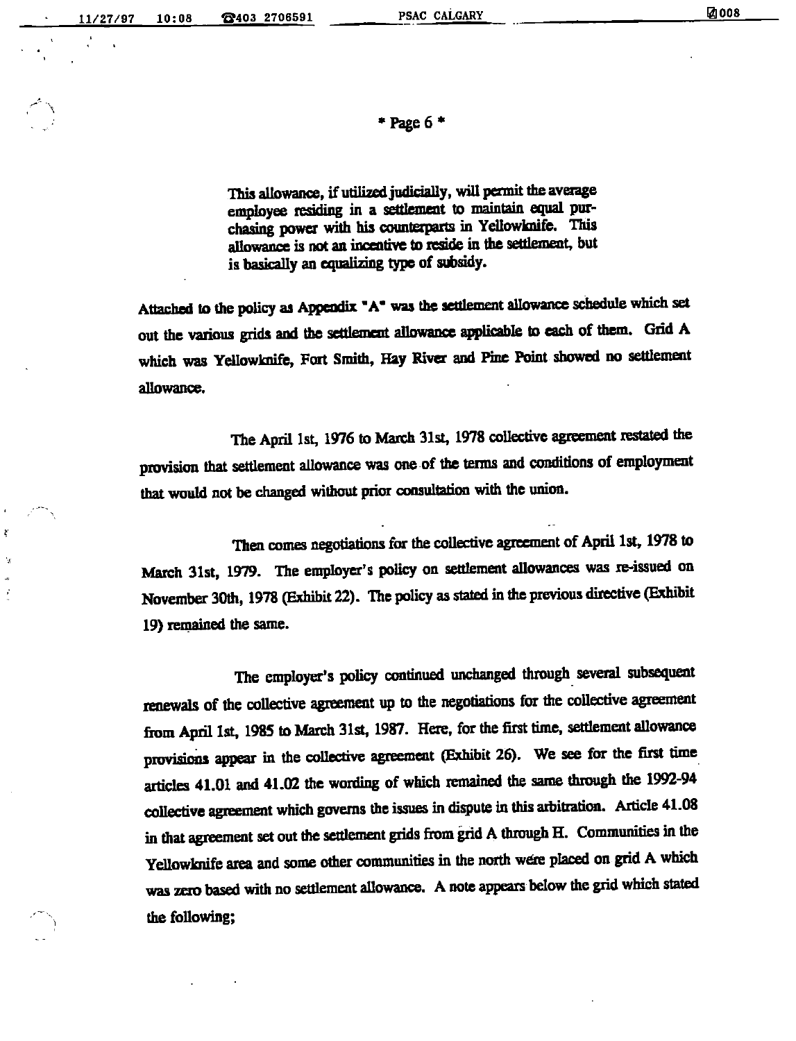> This allowance, if utilized judicially, will permit the average employee residing in a settlement to maintain equal purchasing power with his counterparts in Yellowknife. This allowance is not an incentive to reside in the settlement, but is basically an equalizing type of subsidy.

Attached to the policy as Appendix "A" was the settlement allowance schedule which set out the various grids and the settlement allowance applicable to each of them. Grid A which was Yellowknife, Fort Smith, Hay River and Pine Point showed no settlement allowance.

The April 1st, 1976 to March 31st, 1978 collective agreement restated the provision that settlement allowance was one of the terms and conditions of employment that would not be changed without prior consultation with the union.

Then comes negotiations for the collective agreement of April 1st, 1978 to March 31st, 1979. The employer's policy on settlement allowances was re-issued on November 30th, 1978 (Exhibit 22). The policy as stated in the previous directive (Exhibit 19) remained the same.

The employer's policy continued unchanged through several subsequent renewals of the collective agreement up to the negotiations for the collective agreement from April 1st, 1985 to March 31st, 1987. Here, for the first time, settlement allowance provisions appear in the collective agreement (Exhibit 26). We see for the first time articles 41.01 and 41.02 the wording of which remained the same through the 1992-94 collective agreement which governs the issues in dispute in this arbitration. Article 41.08 in that agreement set out the settlement grids from grid A through H. Communities in the Yellowknife area and some other communities in the north were placed on grid A which was zero based with no settlement allowance. A note appears below the grid which stated the following;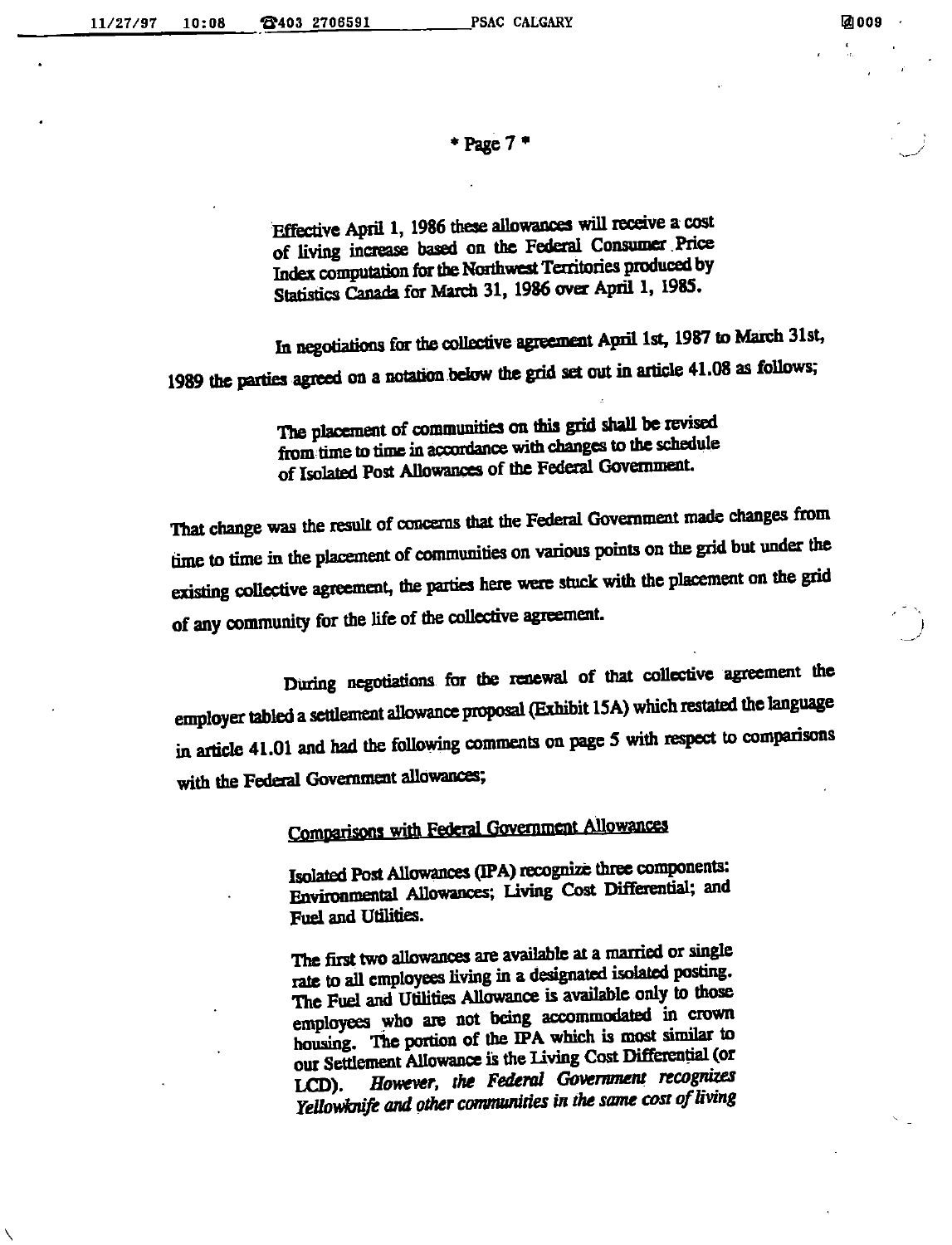> Effective April 1, 1986 these allowances will receive a cost of living increase based on the Federal Consumer Price Index computation for the Northwest Territories produced by Statistics Canada for March 31, 1986 over April 1, 1985.

In negotiations for the collective agreement April 1st, 1987 to March 31st, 1989 the parties agreed on a notation below the grid set out in article 41.08 as follows;

> The placement of communities on this grid shall be revised from time to time in accordance with changes to the schedule of Isolated Post Allowances of the Federal Government.

That change was the result of concerns that the Federal Government made changes from time to time in the placement of communities on various points on the grid but under the existing collective agreement, the parties here were stuck with the placement on the grid of any community for the life of the collective agreement.

During negotiations for the renewal of that collective agreement the employer tabled a settlement allowance proposal (Exhibit 15A) which restated the language in article 41.01 and had the following comments on page 5 with respect to comparisons with the Federal Government allowances;

> Comparisons with Federal Government Allowances
>
> Isolated Post Allowances (IPA) recognize three components: Environmental Allowances; Living Cost Differential; and Fuel and Utilities.
>
> The first two allowances are available at a married or single rate to all employees living in a designated isolated posting. The Fuel and Utilities Allowance is available only to those employees who are not being accommodated in crown housing. The portion of the IPA which is most similar to our Settlement Allowance is the Living Cost Differential (or LCD). *However, the Federal Government recognizes Yellowknife and other communities in the same cost of living*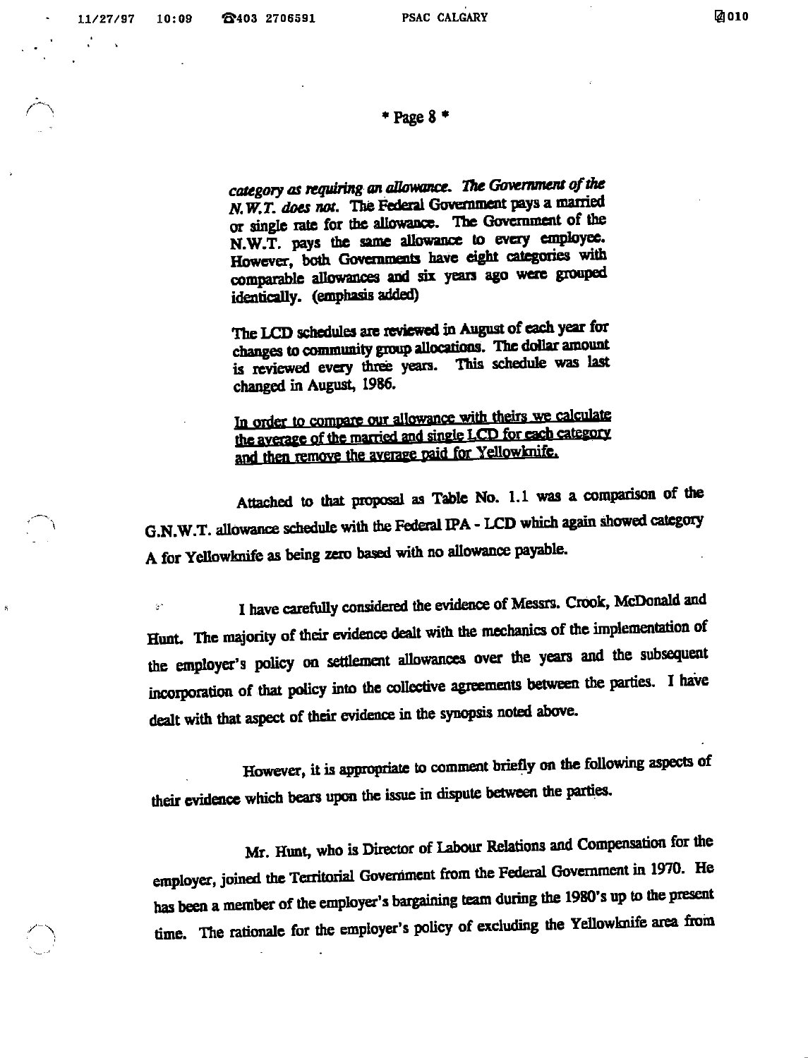*category as requiring an allowance. The Government of the N.W.T. does not.* The Federal Government pays a married or single rate for the allowance. The Government of the N.W.T. pays the same allowance to every employee. However, both Governments have eight categories with comparable allowances and six years ago were grouped identically. (emphasis added)

The LCD schedules are reviewed in August of each year for changes to community group allocations. The dollar amount is reviewed every three years. This schedule was last changed in August, 1986.

In order to compare our allowance with theirs we calculate the average of the married and single LCD for each category and then remove the average paid for Yellowknife.

Attached to that proposal as Table No. 1.1 was a comparison of the G.N.W.T. allowance schedule with the Federal IPA - LCD which again showed category A for Yellowknife as being zero based with no allowance payable.

I have carefully considered the evidence of Messrs. Crook, McDonald and Hunt. The majority of their evidence dealt with the mechanics of the implementation of the employer's policy on settlement allowances over the years and the subsequent incorporation of that policy into the collective agreements between the parties. I have dealt with that aspect of their evidence in the synopsis noted above.

However, it is appropriate to comment briefly on the following aspects of their evidence which bears upon the issue in dispute between the parties.

Mr. Hunt, who is Director of Labour Relations and Compensation for the employer, joined the Territorial Government from the Federal Government in 1970. He has been a member of the employer's bargaining team during the 1980's up to the present time. The rationale for the employer's policy of excluding the Yellowknife area from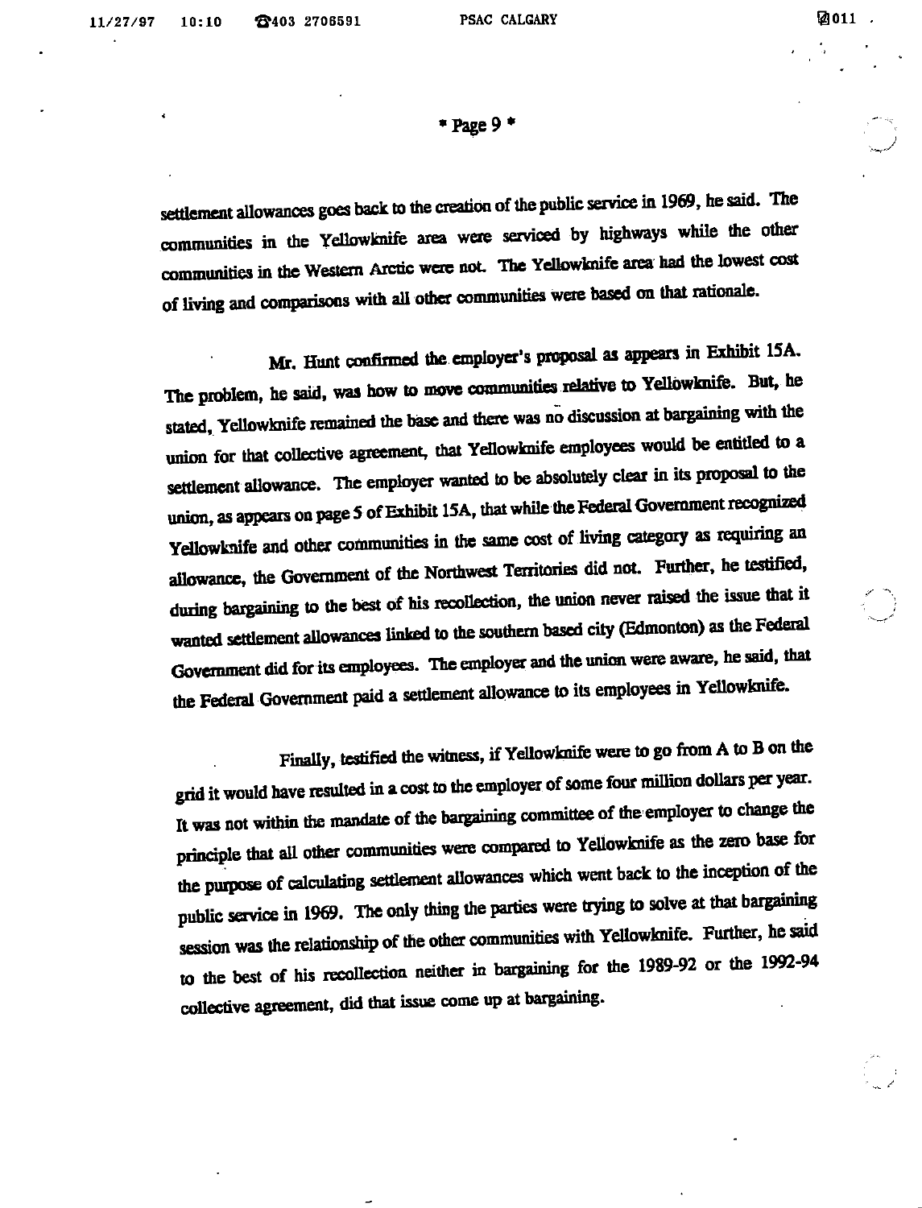settlement allowances goes back to the creation of the public service in 1969, he said. The communities in the Yellowknife area were serviced by highways while the other communities in the Western Arctic were not. The Yellowknife area had the lowest cost of living and comparisons with all other communities were based on that rationale.

Mr. Hunt confirmed the employer's proposal as appears in Exhibit 15A. The problem, he said, was how to move communities relative to Yellowknife. But, he stated, Yellowknife remained the base and there was no discussion at bargaining with the union for that collective agreement, that Yellowknife employees would be entitled to a settlement allowance. The employer wanted to be absolutely clear in its proposal to the union, as appears on page 5 of Exhibit 15A, that while the Federal Government recognized Yellowknife and other communities in the same cost of living category as requiring an allowance, the Government of the Northwest Territories did not. Further, he testified, during bargaining to the best of his recollection, the union never raised the issue that it wanted settlement allowances linked to the southern based city (Edmonton) as the Federal Government did for its employees. The employer and the union were aware, he said, that the Federal Government paid a settlement allowance to its employees in Yellowknife.

Finally, testified the witness, if Yellowknife were to go from A to B on the grid it would have resulted in a cost to the employer of some four million dollars per year. It was not within the mandate of the bargaining committee of the employer to change the principle that all other communities were compared to Yellowknife as the zero base for the purpose of calculating settlement allowances which went back to the inception of the public service in 1969. The only thing the parties were trying to solve at that bargaining session was the relationship of the other communities with Yellowknife. Further, he said to the best of his recollection neither in bargaining for the 1989-92 or the 1992-94 collective agreement, did that issue come up at bargaining.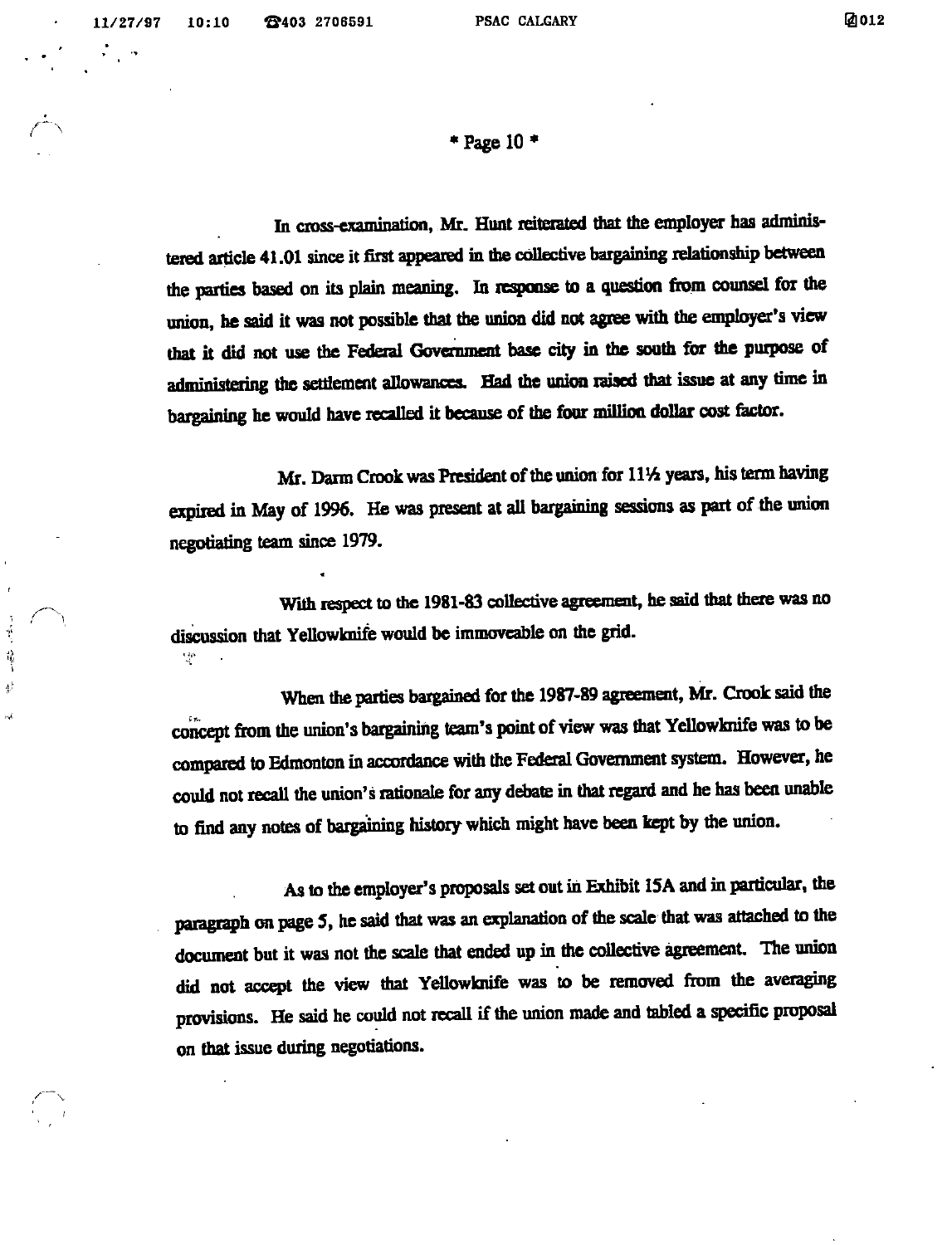In cross-examination, Mr. Hunt reiterated that the employer has administered article 41.01 since it first appeared in the collective bargaining relationship between the parties based on its plain meaning. In response to a question from counsel for the union, he said it was not possible that the union did not agree with the employer's view that it did not use the Federal Government base city in the south for the purpose of administering the settlement allowances. Had the union raised that issue at any time in bargaining he would have recalled it because of the four million dollar cost factor.

Mr. Darm Crook was President of the union for 11½ years, his term having expired in May of 1996. He was present at all bargaining sessions as part of the union negotiating team since 1979.

With respect to the 1981-83 collective agreement, he said that there was no discussion that Yellowknife would be immoveable on the grid.

When the parties bargained for the 1987-89 agreement, Mr. Crook said the concept from the union's bargaining team's point of view was that Yellowknife was to be compared to Edmonton in accordance with the Federal Government system. However, he could not recall the union's rationale for any debate in that regard and he has been unable to find any notes of bargaining history which might have been kept by the union.

As to the employer's proposals set out in Exhibit 15A and in particular, the paragraph on page 5, he said that was an explanation of the scale that was attached to the document but it was not the scale that ended up in the collective agreement. The union did not accept the view that Yellowknife was to be removed from the averaging provisions. He said he could not recall if the union made and tabled a specific proposal on that issue during negotiations.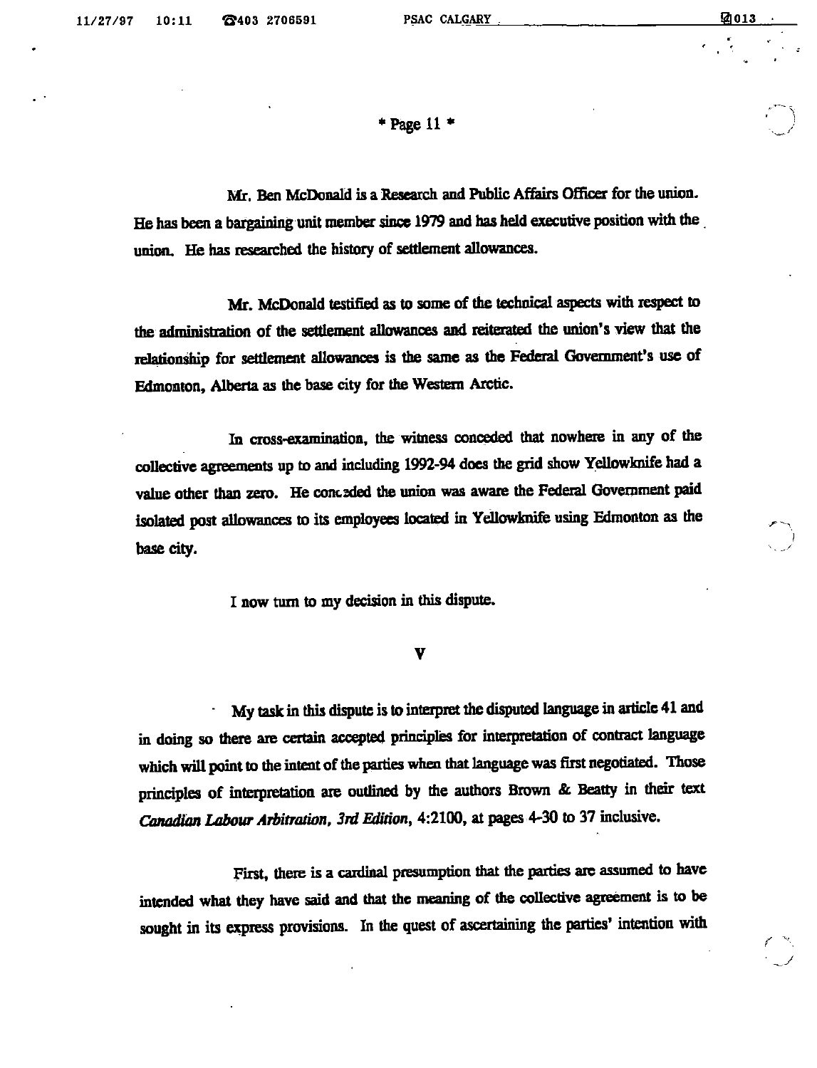Mr. Ben McDonald is a Research and Public Affairs Officer for the union. He has been a bargaining unit member since 1979 and has held executive position with the union. He has researched the history of settlement allowances.

Mr. McDonald testified as to some of the technical aspects with respect to the administration of the settlement allowances and reiterated the union's view that the relationship for settlement allowances is the same as the Federal Government's use of Edmonton, Alberta as the base city for the Western Arctic.

In cross-examination, the witness conceded that nowhere in any of the collective agreements up to and including 1992-94 does the grid show Yellowknife had a value other than zero. He conceded the union was aware the Federal Government paid isolated post allowances to its employees located in Yellowknife using Edmonton as the base city.

I now turn to my decision in this dispute.

## V

My task in this dispute is to interpret the disputed language in article 41 and in doing so there are certain accepted principles for interpretation of contract language which will point to the intent of the parties when that language was first negotiated. Those principles of interpretation are outlined by the authors Brown & Beatty in their text *Canadian Labour Arbitration, 3rd Edition*, 4:2100, at pages 4-30 to 37 inclusive.

First, there is a cardinal presumption that the parties are assumed to have intended what they have said and that the meaning of the collective agreement is to be sought in its express provisions. In the quest of ascertaining the parties' intention with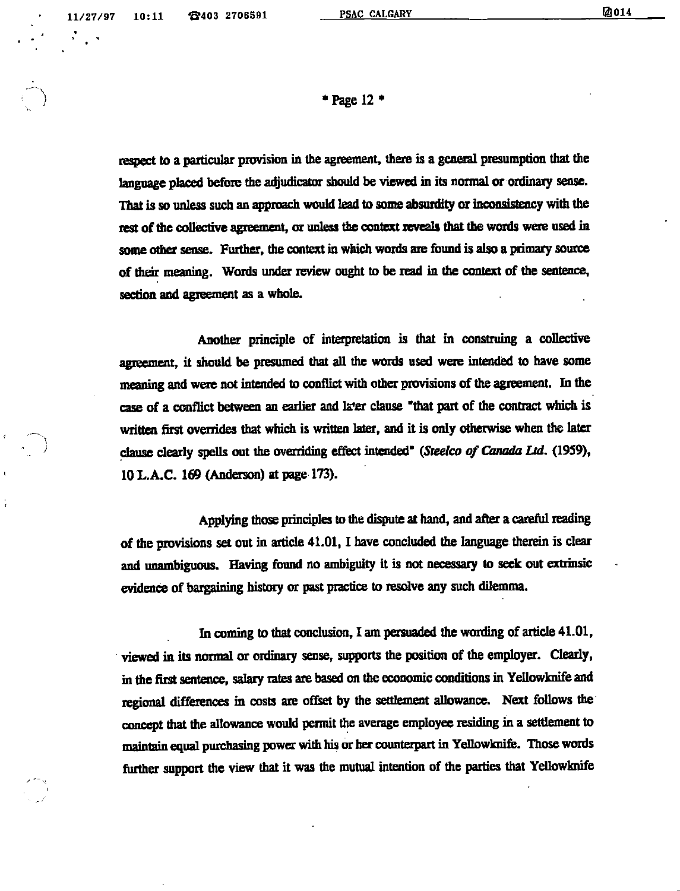respect to a particular provision in the agreement, there is a general presumption that the language placed before the adjudicator should be viewed in its normal or ordinary sense. That is so unless such an approach would lead to some absurdity or inconsistency with the rest of the collective agreement, or unless the context reveals that the words were used in some other sense. Further, the context in which words are found is also a primary source of their meaning. Words under review ought to be read in the context of the sentence, section and agreement as a whole.

Another principle of interpretation is that in construing a collective agreement, it should be presumed that all the words used were intended to have some meaning and were not intended to conflict with other provisions of the agreement. In the case of a conflict between an earlier and later clause "that part of the contract which is written first overrides that which is written later, and it is only otherwise when the later clause clearly spells out the overriding effect intended" (*Steelco of Canada Ltd.* (1959), 10 L.A.C. 169 (Anderson) at page 173).

Applying those principles to the dispute at hand, and after a careful reading of the provisions set out in article 41.01, I have concluded the language therein is clear and unambiguous. Having found no ambiguity it is not necessary to seek out extrinsic evidence of bargaining history or past practice to resolve any such dilemma.

In coming to that conclusion, I am persuaded the wording of article 41.01, viewed in its normal or ordinary sense, supports the position of the employer. Clearly, in the first sentence, salary rates are based on the economic conditions in Yellowknife and regional differences in costs are offset by the settlement allowance. Next follows the concept that the allowance would permit the average employee residing in a settlement to maintain equal purchasing power with his or her counterpart in Yellowknife. Those words further support the view that it was the mutual intention of the parties that Yellowknife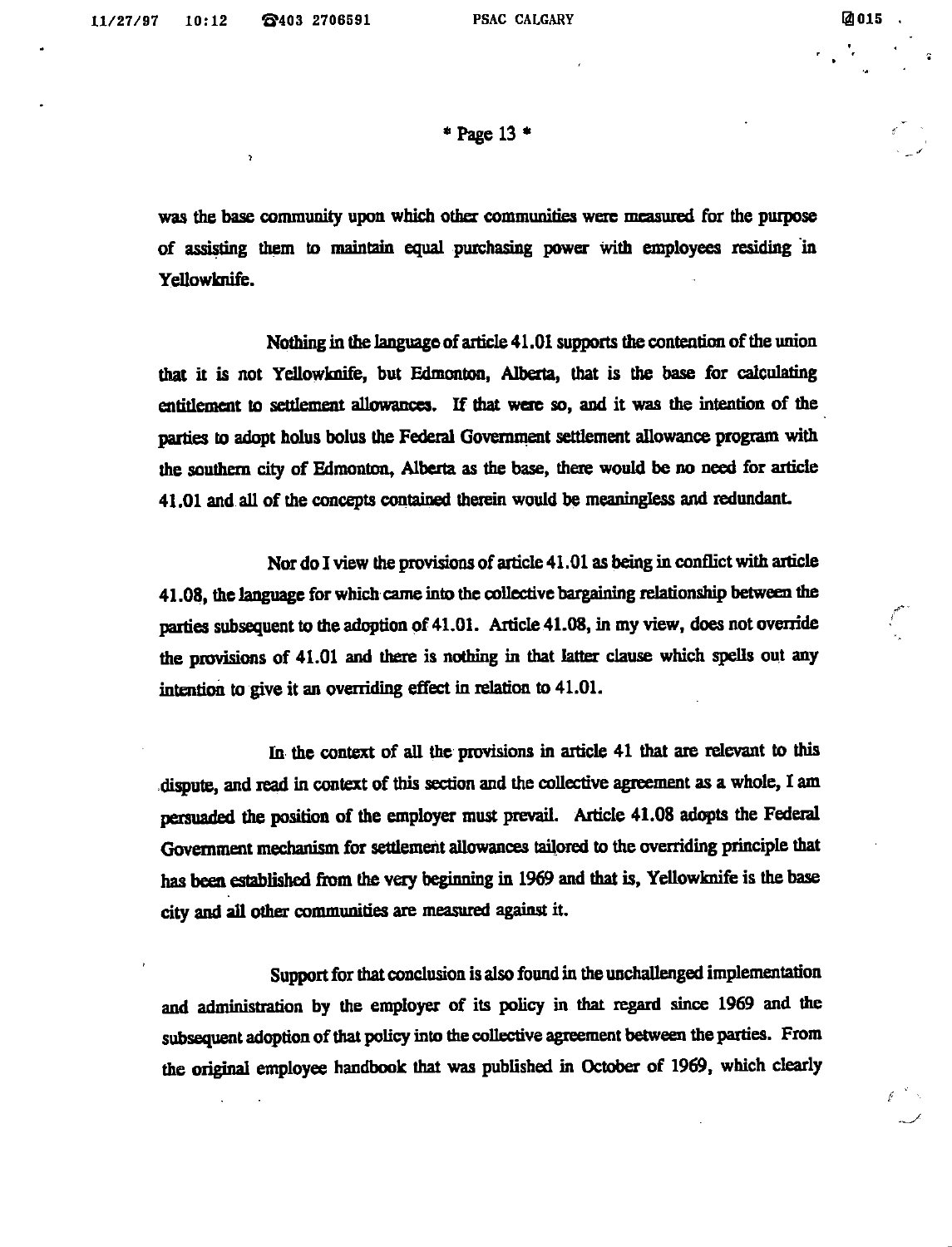was the base community upon which other communities were measured for the purpose of assisting them to maintain equal purchasing power with employees residing in Yellowknife.

Nothing in the language of article 41.01 supports the contention of the union that it is not Yellowknife, but Edmonton, Alberta, that is the base for calculating entitlement to settlement allowances. If that were so, and it was the intention of the parties to adopt holus bolus the Federal Government settlement allowance program with the southern city of Edmonton, Alberta as the base, there would be no need for article 41.01 and all of the concepts contained therein would be meaningless and redundant.

Nor do I view the provisions of article 41.01 as being in conflict with article 41.08, the language for which came into the collective bargaining relationship between the parties subsequent to the adoption of 41.01. Article 41.08, in my view, does not override the provisions of 41.01 and there is nothing in that latter clause which spells out any intention to give it an overriding effect in relation to 41.01.

In the context of all the provisions in article 41 that are relevant to this dispute, and read in context of this section and the collective agreement as a whole, I am persuaded the position of the employer must prevail. Article 41.08 adopts the Federal Government mechanism for settlement allowances tailored to the overriding principle that has been established from the very beginning in 1969 and that is, Yellowknife is the base city and all other communities are measured against it.

Support for that conclusion is also found in the unchallenged implementation and administration by the employer of its policy in that regard since 1969 and the subsequent adoption of that policy into the collective agreement between the parties. From the original employee handbook that was published in October of 1969, which clearly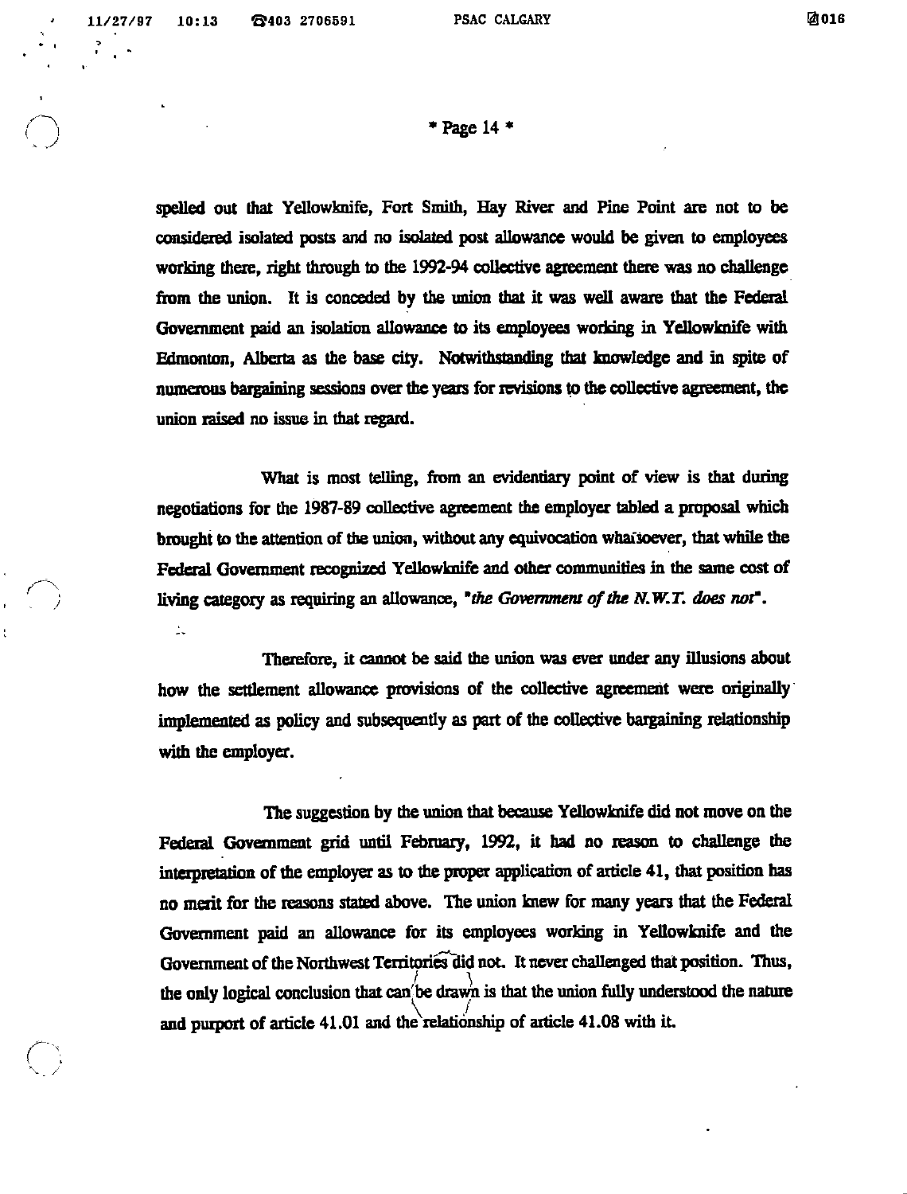spelled out that Yellowknife, Fort Smith, Hay River and Pine Point are not to be considered isolated posts and no isolated post allowance would be given to employees working there, right through to the 1992-94 collective agreement there was no challenge from the union. It is conceded by the union that it was well aware that the Federal Government paid an isolation allowance to its employees working in Yellowknife with Edmonton, Alberta as the base city. Notwithstanding that knowledge and in spite of numerous bargaining sessions over the years for revisions to the collective agreement, the union raised no issue in that regard.

What is most telling, from an evidentiary point of view is that during negotiations for the 1987-89 collective agreement the employer tabled a proposal which brought to the attention of the union, without any equivocation whatsoever, that while the Federal Government recognized Yellowknife and other communities in the same cost of living category as requiring an allowance, "*the Government of the N.W.T. does not*".

Therefore, it cannot be said the union was ever under any illusions about how the settlement allowance provisions of the collective agreement were originally implemented as policy and subsequently as part of the collective bargaining relationship with the employer.

The suggestion by the union that because Yellowknife did not move on the Federal Government grid until February, 1992, it had no reason to challenge the interpretation of the employer as to the proper application of article 41, that position has no merit for the reasons stated above. The union knew for many years that the Federal Government paid an allowance for its employees working in Yellowknife and the Government of the Northwest Territories did not. It never challenged that position. Thus, the only logical conclusion that can be drawn is that the union fully understood the nature and purport of article 41.01 and the relationship of article 41.08 with it.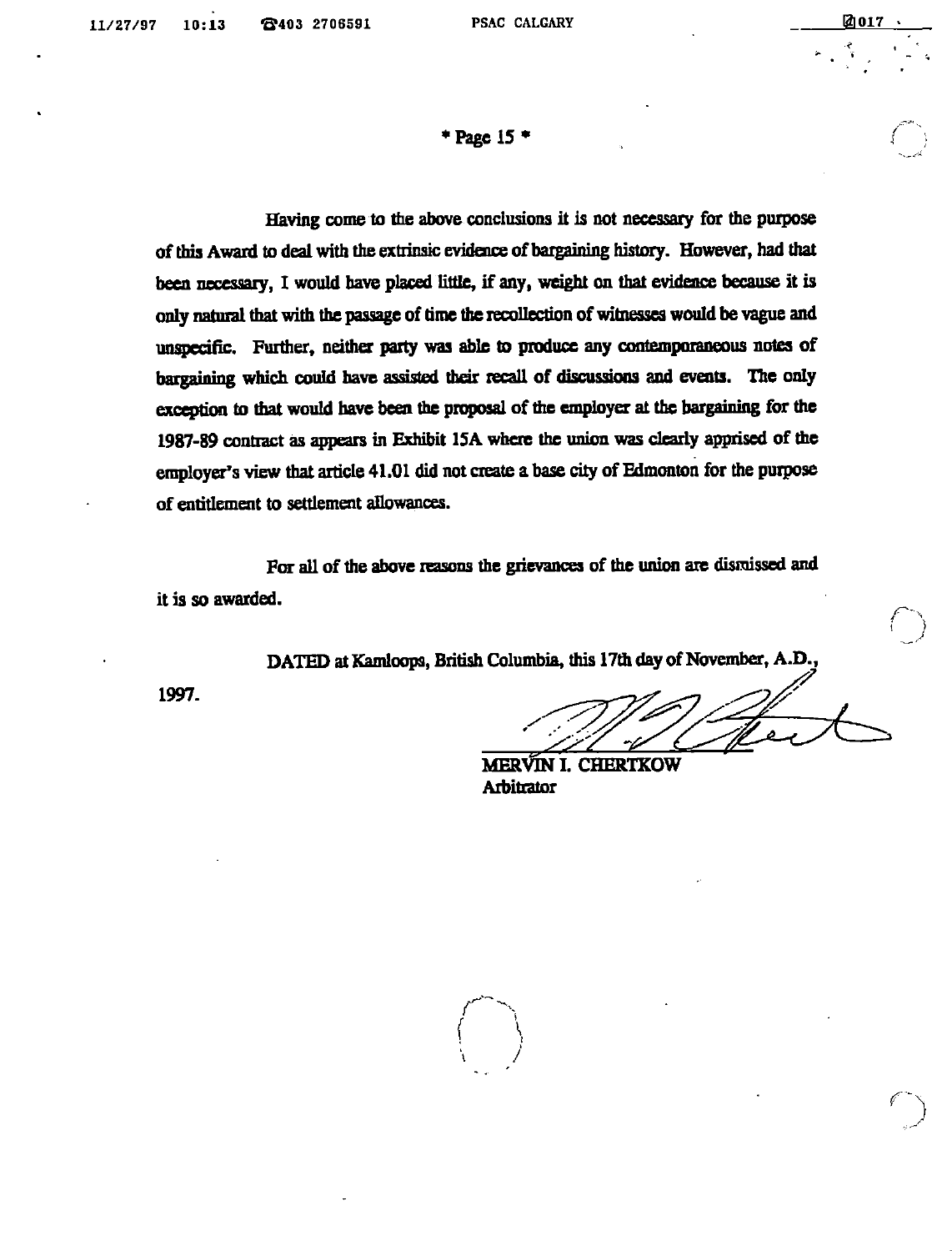Having come to the above conclusions it is not necessary for the purpose of this Award to deal with the extrinsic evidence of bargaining history. However, had that been necessary, I would have placed little, if any, weight on that evidence because it is only natural that with the passage of time the recollection of witnesses would be vague and unspecific. Further, neither party was able to produce any contemporaneous notes of bargaining which could have assisted their recall of discussions and events. The only exception to that would have been the proposal of the employer at the bargaining for the 1987-89 contract as appears in Exhibit 15A where the union was clearly apprised of the employer's view that article 41.01 did not create a base city of Edmonton for the purpose of entitlement to settlement allowances.

For all of the above reasons the grievances of the union are dismissed and it is so awarded.

DATED at Kamloops, British Columbia, this 17th day of November, A.D., 1997.

MERVIN I. CHERTKOW
Arbitrator